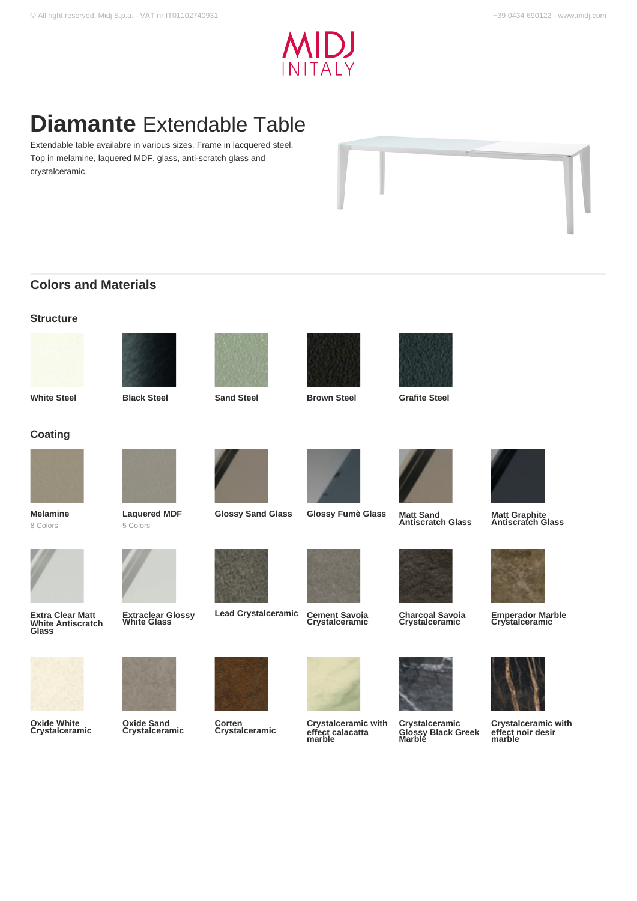# **Diamante** Extendable Table

Extendable table availabre in various sizes. Frame in lacquered steel. Top in melamine, laquered MDF, glass, anti-scratch glass and crystalceramic.

## Colors and Materials

### Structure

- **White Steel**
- **Black Steel**
- **Sand Steel**
- **Brown Steel**
- **Grafite Steel**

### Coating

- **Melamine**
  8 Colors
- **Laquered MDF**
  5 Colors
- **Glossy Sand Glass**
- **Glossy Fumè Glass**
- **Matt Sand Antiscratch Glass**
- **Matt Graphite Antiscratch Glass**
- **Extra Clear Matt White Antiscratch Glass**
- **Extraclear Glossy White Glass**
- **Lead Crystalceramic**
- **Cement Savoia Crystalceramic**
- **Charcoal Savoia Crystalceramic**
- **Emperador Marble Crystalceramic**
- **Oxide White Crystalceramic**
- **Oxide Sand Crystalceramic**
- **Corten Crystalceramic**
- **Crystalceramic with effect calacatta marble**
- **Crystalceramic Glossy Black Greek Marble**
- **Crystalceramic with effect noir desir marble**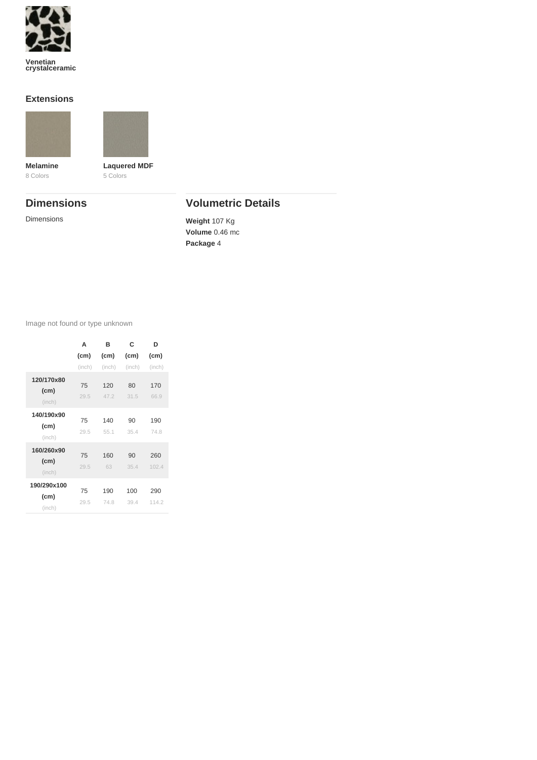Venetian crystalceramic

## Extensions

**Melamine**
8 Colors

**Laquered MDF**
5 Colors

## Dimensions

Dimensions

## Volumetric Details

**Weight** 107 Kg
**Volume** 0.46 mc
**Package** 4

Image not found or type unknown

| | A (cm) (inch) | B (cm) (inch) | C (cm) (inch) | D (cm) (inch) |
|---|---|---|---|---|
| 120/170x80 (cm) (inch) | 75 29.5 | 120 47.2 | 80 31.5 | 170 66.9 |
| 140/190x90 (cm) (inch) | 75 29.5 | 140 55.1 | 90 35.4 | 190 74.8 |
| 160/260x90 (cm) (inch) | 75 29.5 | 160 63 | 90 35.4 | 260 102.4 |
| 190/290x100 (cm) (inch) | 75 29.5 | 190 74.8 | 100 39.4 | 290 114.2 |